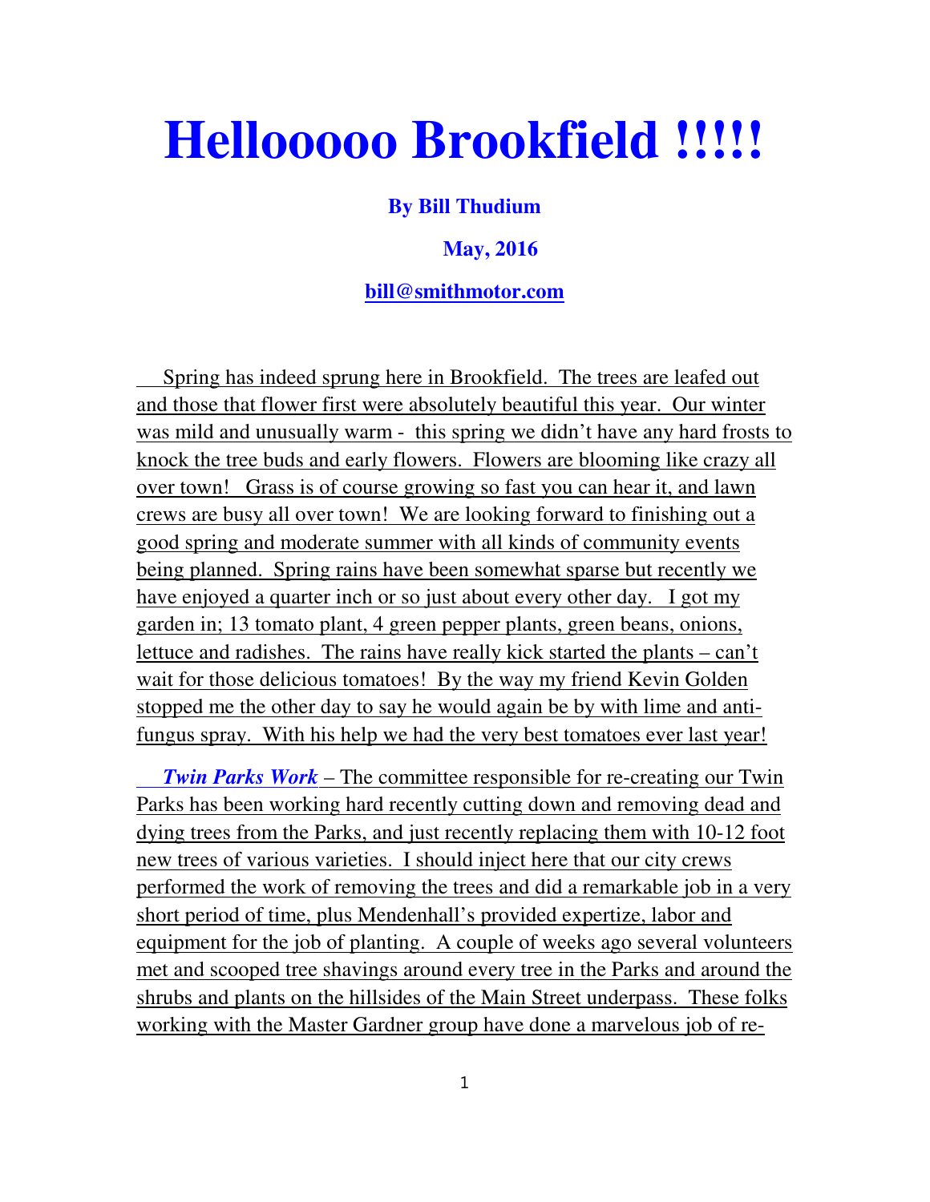# Hellooooo Brookfield !!!!!

**By Bill Thudium**

**May, 2016**

**bill@smithmotor.com**

Spring has indeed sprung here in Brookfield. The trees are leafed out and those that flower first were absolutely beautiful this year. Our winter was mild and unusually warm - this spring we didn't have any hard frosts to knock the tree buds and early flowers. Flowers are blooming like crazy all over town! Grass is of course growing so fast you can hear it, and lawn crews are busy all over town! We are looking forward to finishing out a good spring and moderate summer with all kinds of community events being planned. Spring rains have been somewhat sparse but recently we have enjoyed a quarter inch or so just about every other day. I got my garden in; 13 tomato plant, 4 green pepper plants, green beans, onions, lettuce and radishes. The rains have really kick started the plants – can't wait for those delicious tomatoes! By the way my friend Kevin Golden stopped me the other day to say he would again be by with lime and anti-fungus spray. With his help we had the very best tomatoes ever last year!

***Twin Parks Work*** – The committee responsible for re-creating our Twin Parks has been working hard recently cutting down and removing dead and dying trees from the Parks, and just recently replacing them with 10-12 foot new trees of various varieties. I should inject here that our city crews performed the work of removing the trees and did a remarkable job in a very short period of time, plus Mendenhall's provided expertize, labor and equipment for the job of planting. A couple of weeks ago several volunteers met and scooped tree shavings around every tree in the Parks and around the shrubs and plants on the hillsides of the Main Street underpass. These folks working with the Master Gardner group have done a marvelous job of re-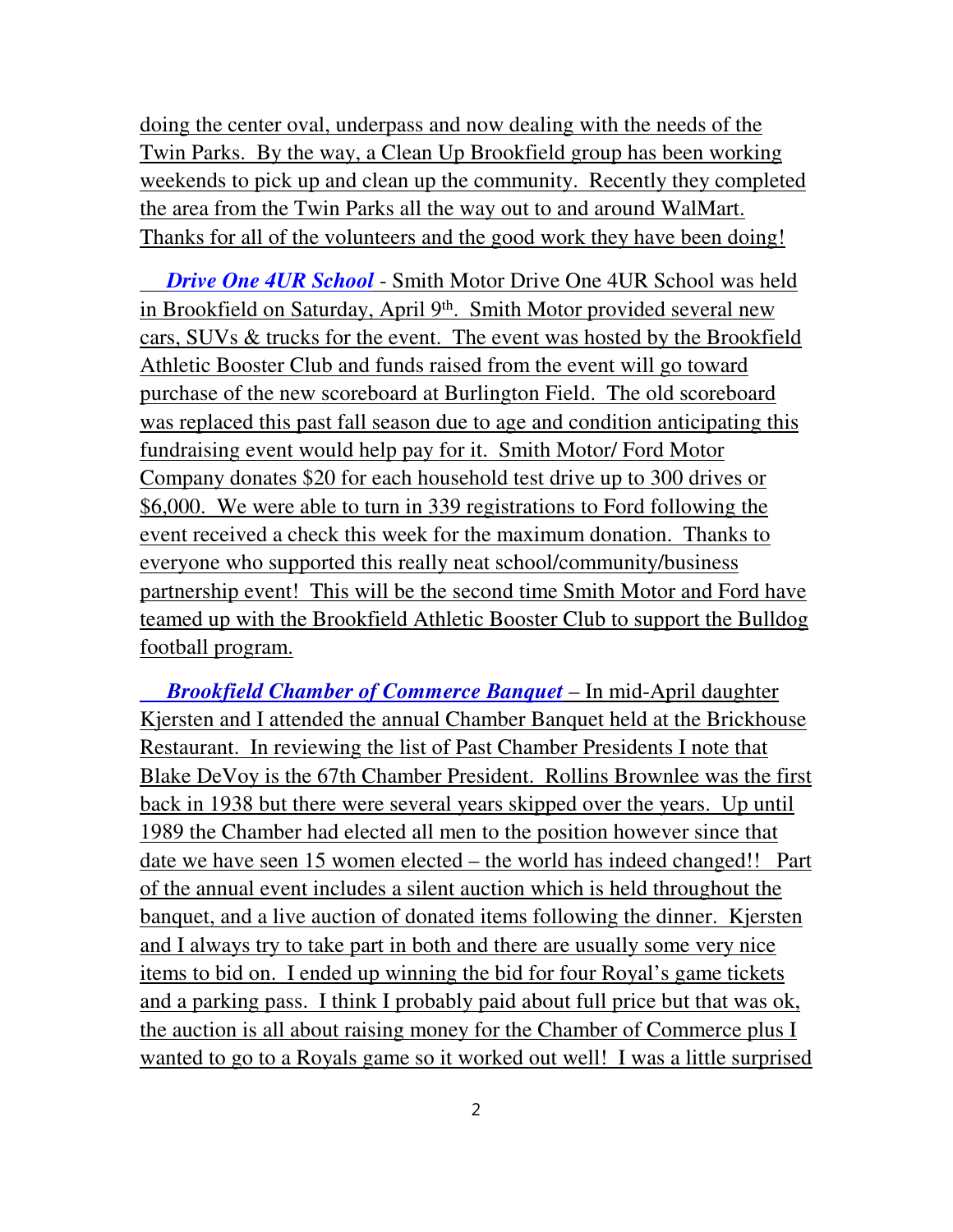doing the center oval, underpass and now dealing with the needs of the Twin Parks. By the way, a Clean Up Brookfield group has been working weekends to pick up and clean up the community. Recently they completed the area from the Twin Parks all the way out to and around WalMart. Thanks for all of the volunteers and the good work they have been doing!

***Drive One 4UR School*** - Smith Motor Drive One 4UR School was held in Brookfield on Saturday, April 9th. Smith Motor provided several new cars, SUVs & trucks for the event. The event was hosted by the Brookfield Athletic Booster Club and funds raised from the event will go toward purchase of the new scoreboard at Burlington Field. The old scoreboard was replaced this past fall season due to age and condition anticipating this fundraising event would help pay for it. Smith Motor/ Ford Motor Company donates $20 for each household test drive up to 300 drives or $6,000. We were able to turn in 339 registrations to Ford following the event received a check this week for the maximum donation. Thanks to everyone who supported this really neat school/community/business partnership event! This will be the second time Smith Motor and Ford have teamed up with the Brookfield Athletic Booster Club to support the Bulldog football program.

***Brookfield Chamber of Commerce Banquet*** – In mid-April daughter Kjersten and I attended the annual Chamber Banquet held at the Brickhouse Restaurant. In reviewing the list of Past Chamber Presidents I note that Blake DeVoy is the 67th Chamber President. Rollins Brownlee was the first back in 1938 but there were several years skipped over the years. Up until 1989 the Chamber had elected all men to the position however since that date we have seen 15 women elected – the world has indeed changed!! Part of the annual event includes a silent auction which is held throughout the banquet, and a live auction of donated items following the dinner. Kjersten and I always try to take part in both and there are usually some very nice items to bid on. I ended up winning the bid for four Royal's game tickets and a parking pass. I think I probably paid about full price but that was ok, the auction is all about raising money for the Chamber of Commerce plus I wanted to go to a Royals game so it worked out well! I was a little surprised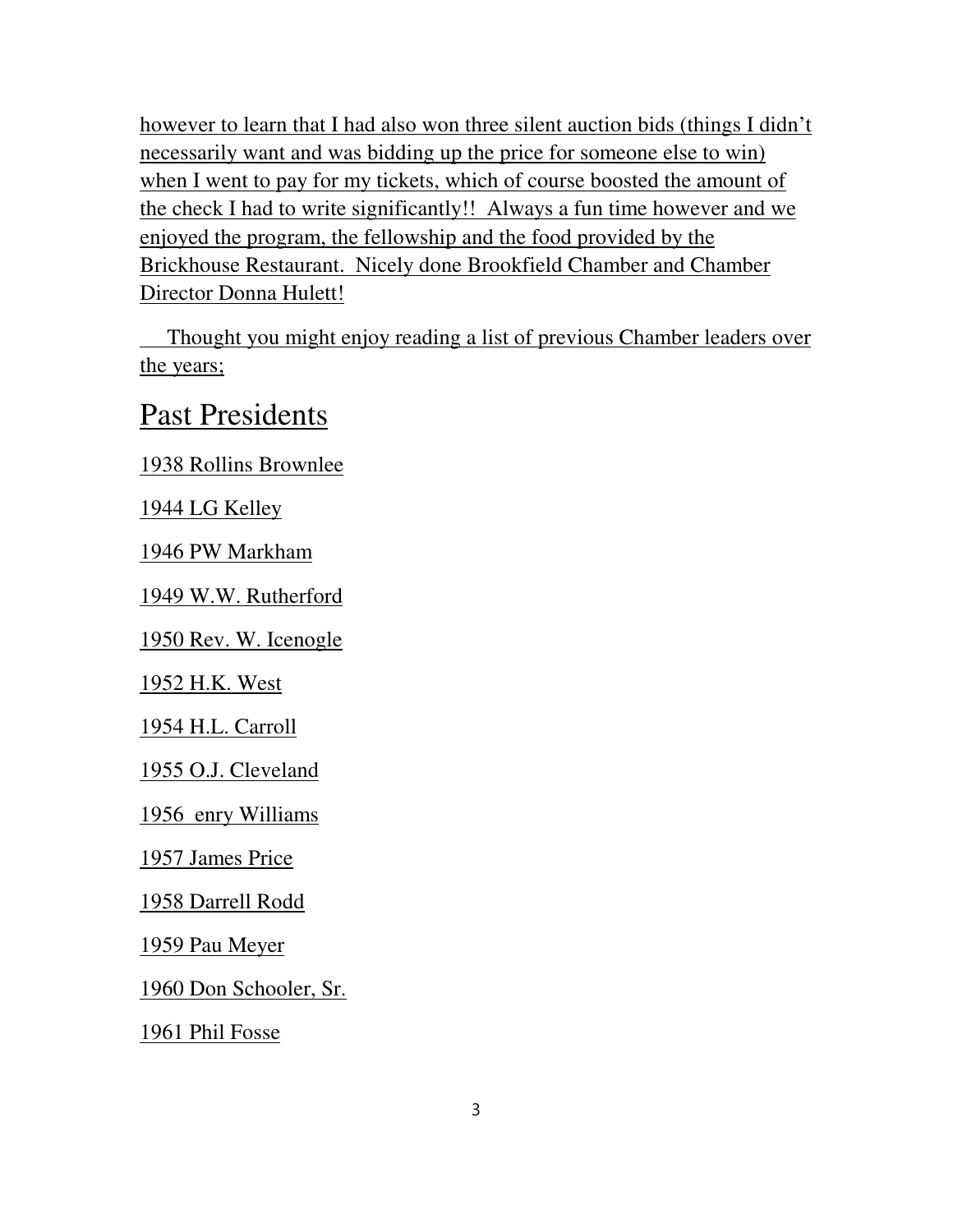however to learn that I had also won three silent auction bids (things I didn't necessarily want and was bidding up the price for someone else to win) when I went to pay for my tickets, which of course boosted the amount of the check I had to write significantly!! Always a fun time however and we enjoyed the program, the fellowship and the food provided by the Brickhouse Restaurant. Nicely done Brookfield Chamber and Chamber Director Donna Hulett!

Thought you might enjoy reading a list of previous Chamber leaders over the years;

# Past Presidents

1938 Rollins Brownlee

1944 LG Kelley

1946 PW Markham

1949 W.W. Rutherford

1950 Rev. W. Icenogle

1952 H.K. West

1954 H.L. Carroll

1955 O.J. Cleveland

1956 enry Williams

1957 James Price

1958 Darrell Rodd

1959 Pau Meyer

1960 Don Schooler, Sr.

1961 Phil Fosse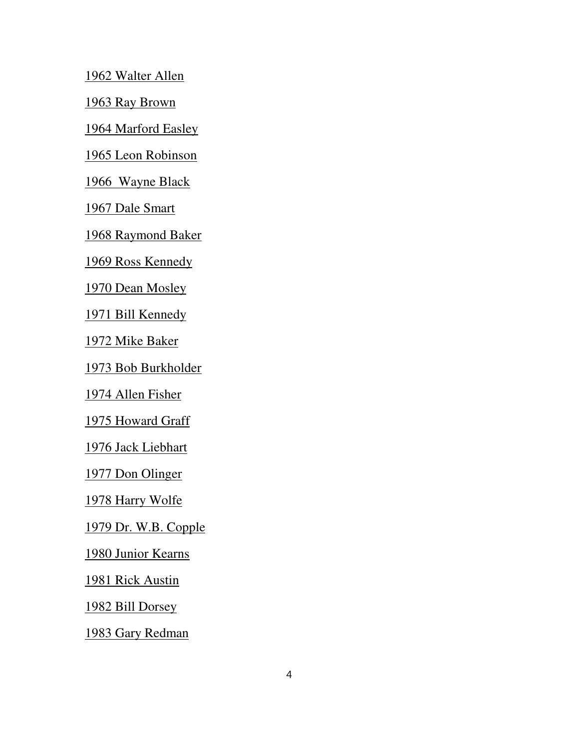1962 Walter Allen

1963 Ray Brown

1964 Marford Easley

1965 Leon Robinson

1966  Wayne Black

1967 Dale Smart

1968 Raymond Baker

1969 Ross Kennedy

1970 Dean Mosley

1971 Bill Kennedy

1972 Mike Baker

1973 Bob Burkholder

1974 Allen Fisher

1975 Howard Graff

1976 Jack Liebhart

1977 Don Olinger

1978 Harry Wolfe

1979 Dr. W.B. Copple

1980 Junior Kearns

1981 Rick Austin

1982 Bill Dorsey

1983 Gary Redman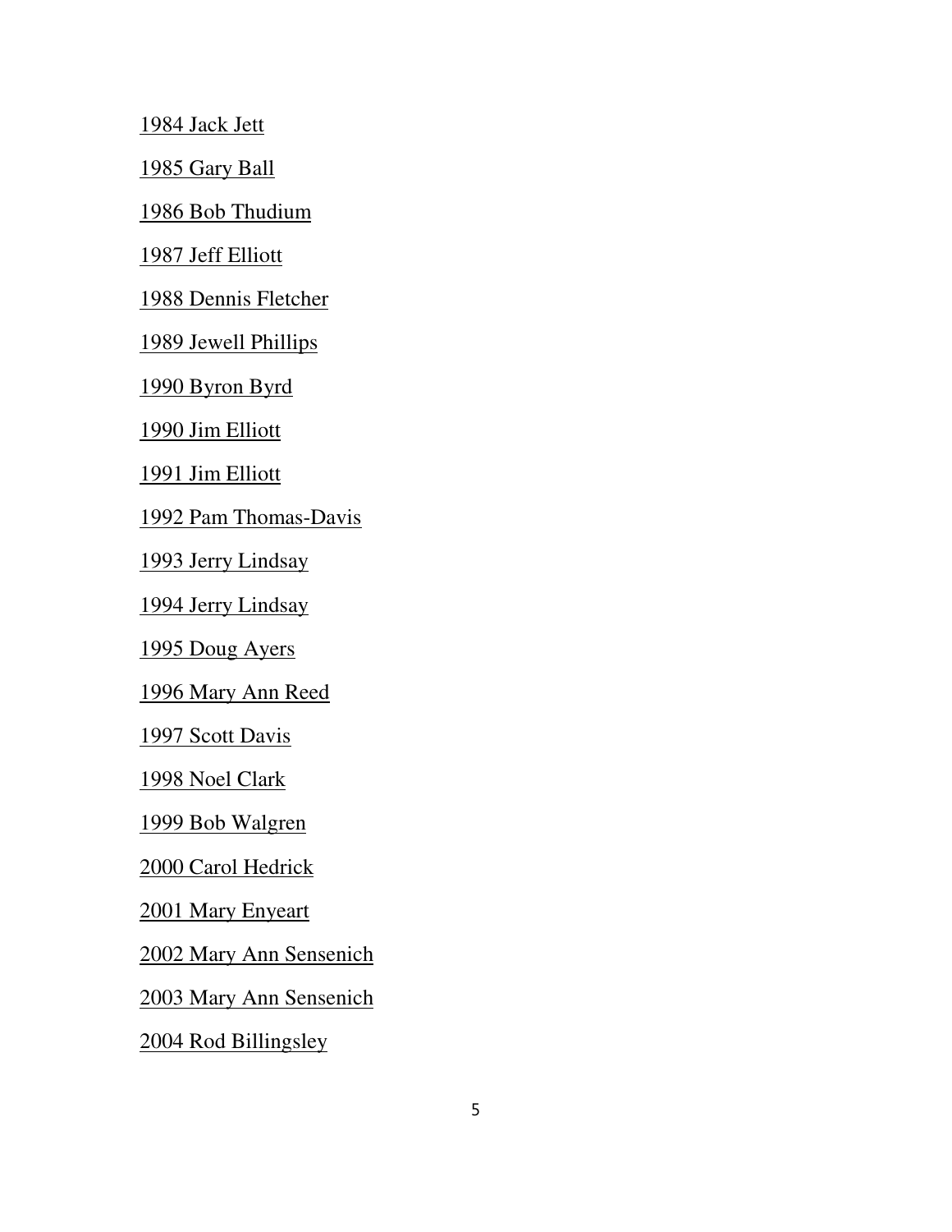1984 Jack Jett

1985 Gary Ball

1986 Bob Thudium

1987 Jeff Elliott

1988 Dennis Fletcher

1989 Jewell Phillips

1990 Byron Byrd

1990 Jim Elliott

1991 Jim Elliott

1992 Pam Thomas-Davis

1993 Jerry Lindsay

1994 Jerry Lindsay

1995 Doug Ayers

1996 Mary Ann Reed

1997 Scott Davis

1998 Noel Clark

1999 Bob Walgren

2000 Carol Hedrick

2001 Mary Enyeart

2002 Mary Ann Sensenich

2003 Mary Ann Sensenich

2004 Rod Billingsley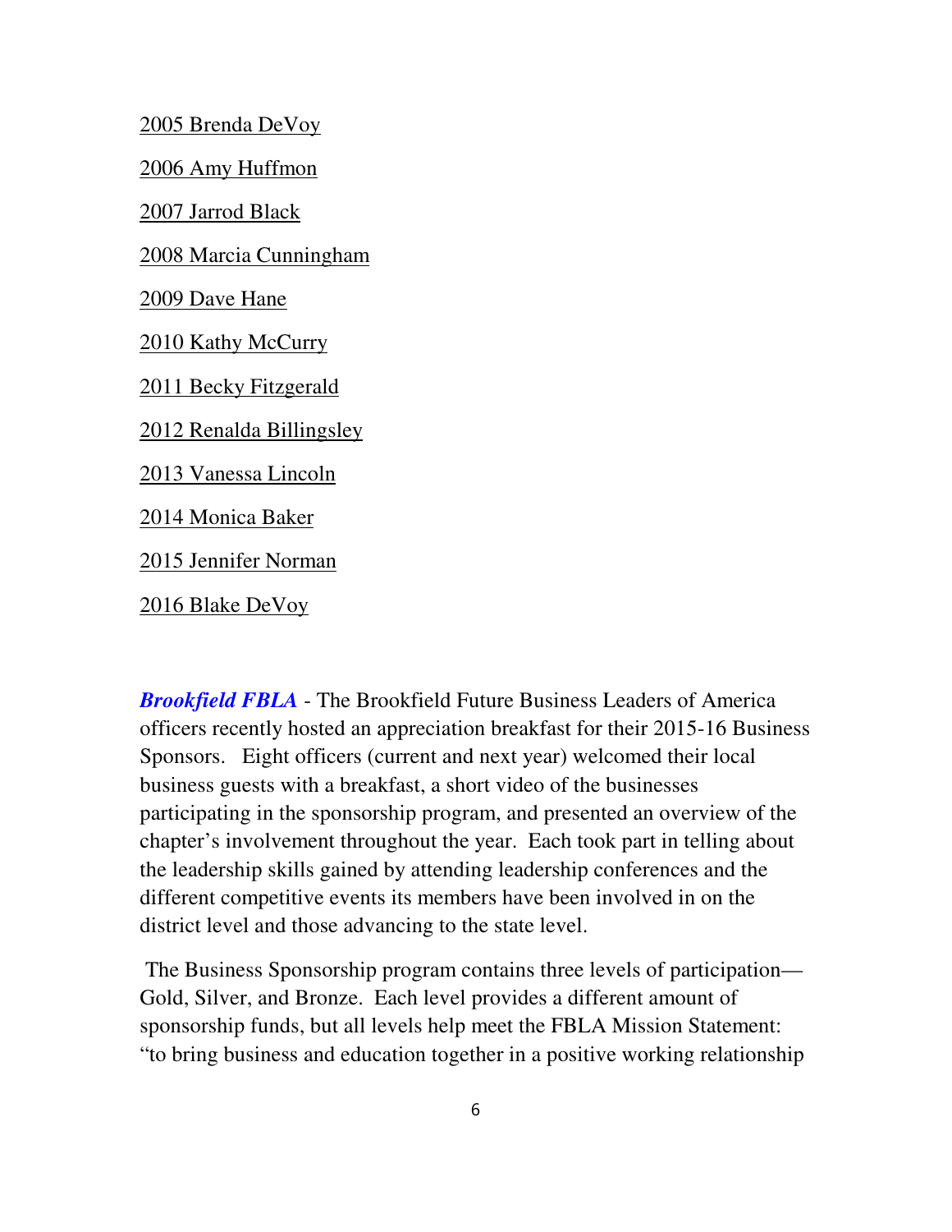2005 Brenda DeVoy

2006 Amy Huffmon

2007 Jarrod Black

2008 Marcia Cunningham

2009 Dave Hane

2010 Kathy McCurry

2011 Becky Fitzgerald

2012 Renalda Billingsley

2013 Vanessa Lincoln

2014 Monica Baker

2015 Jennifer Norman

2016 Blake DeVoy

***Brookfield FBLA*** - The Brookfield Future Business Leaders of America officers recently hosted an appreciation breakfast for their 2015-16 Business Sponsors. Eight officers (current and next year) welcomed their local business guests with a breakfast, a short video of the businesses participating in the sponsorship program, and presented an overview of the chapter's involvement throughout the year. Each took part in telling about the leadership skills gained by attending leadership conferences and the different competitive events its members have been involved in on the district level and those advancing to the state level.

The Business Sponsorship program contains three levels of participation—Gold, Silver, and Bronze. Each level provides a different amount of sponsorship funds, but all levels help meet the FBLA Mission Statement: "to bring business and education together in a positive working relationship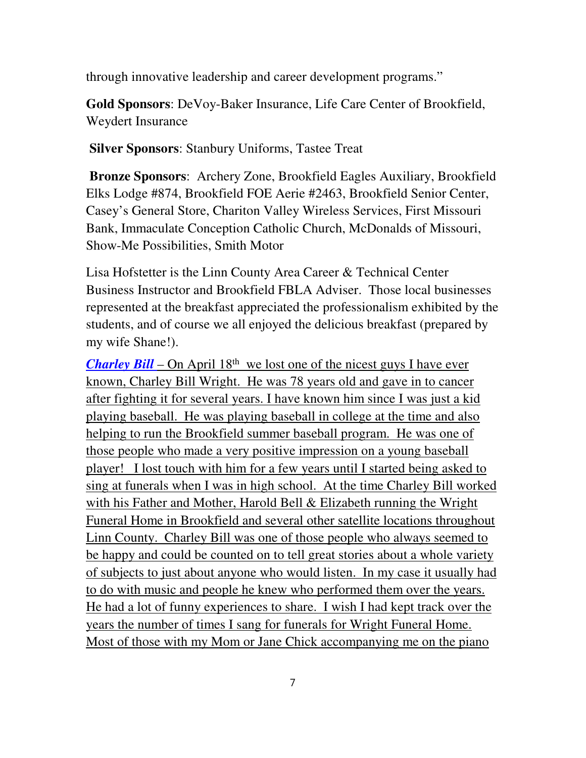through innovative leadership and career development programs."

**Gold Sponsors**: DeVoy-Baker Insurance, Life Care Center of Brookfield, Weydert Insurance

**Silver Sponsors**: Stanbury Uniforms, Tastee Treat

**Bronze Sponsors**: Archery Zone, Brookfield Eagles Auxiliary, Brookfield Elks Lodge #874, Brookfield FOE Aerie #2463, Brookfield Senior Center, Casey's General Store, Chariton Valley Wireless Services, First Missouri Bank, Immaculate Conception Catholic Church, McDonalds of Missouri, Show-Me Possibilities, Smith Motor

Lisa Hofstetter is the Linn County Area Career & Technical Center Business Instructor and Brookfield FBLA Adviser. Those local businesses represented at the breakfast appreciated the professionalism exhibited by the students, and of course we all enjoyed the delicious breakfast (prepared by my wife Shane!).

***Charley Bill*** – On April 18th we lost one of the nicest guys I have ever known, Charley Bill Wright. He was 78 years old and gave in to cancer after fighting it for several years. I have known him since I was just a kid playing baseball. He was playing baseball in college at the time and also helping to run the Brookfield summer baseball program. He was one of those people who made a very positive impression on a young baseball player! I lost touch with him for a few years until I started being asked to sing at funerals when I was in high school. At the time Charley Bill worked with his Father and Mother, Harold Bell & Elizabeth running the Wright Funeral Home in Brookfield and several other satellite locations throughout Linn County. Charley Bill was one of those people who always seemed to be happy and could be counted on to tell great stories about a whole variety of subjects to just about anyone who would listen. In my case it usually had to do with music and people he knew who performed them over the years. He had a lot of funny experiences to share. I wish I had kept track over the years the number of times I sang for funerals for Wright Funeral Home. Most of those with my Mom or Jane Chick accompanying me on the piano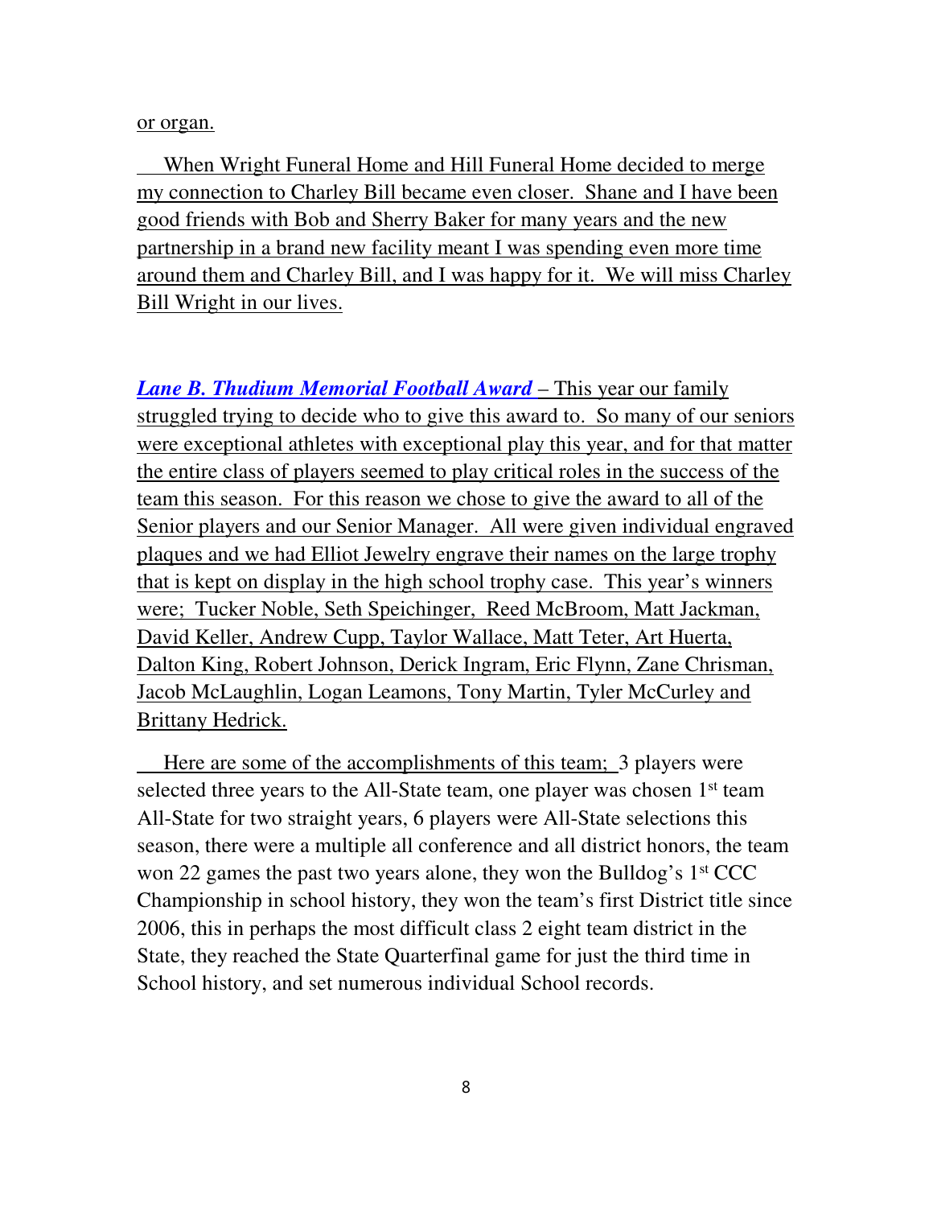or organ.

When Wright Funeral Home and Hill Funeral Home decided to merge my connection to Charley Bill became even closer. Shane and I have been good friends with Bob and Sherry Baker for many years and the new partnership in a brand new facility meant I was spending even more time around them and Charley Bill, and I was happy for it. We will miss Charley Bill Wright in our lives.

***Lane B. Thudium Memorial Football Award*** – This year our family struggled trying to decide who to give this award to. So many of our seniors were exceptional athletes with exceptional play this year, and for that matter the entire class of players seemed to play critical roles in the success of the team this season. For this reason we chose to give the award to all of the Senior players and our Senior Manager. All were given individual engraved plaques and we had Elliot Jewelry engrave their names on the large trophy that is kept on display in the high school trophy case. This year's winners were; Tucker Noble, Seth Speichinger, Reed McBroom, Matt Jackman, David Keller, Andrew Cupp, Taylor Wallace, Matt Teter, Art Huerta, Dalton King, Robert Johnson, Derick Ingram, Eric Flynn, Zane Chrisman, Jacob McLaughlin, Logan Leamons, Tony Martin, Tyler McCurley and Brittany Hedrick.

Here are some of the accomplishments of this team; 3 players were selected three years to the All-State team, one player was chosen 1st team All-State for two straight years, 6 players were All-State selections this season, there were a multiple all conference and all district honors, the team won 22 games the past two years alone, they won the Bulldog's 1st CCC Championship in school history, they won the team's first District title since 2006, this in perhaps the most difficult class 2 eight team district in the State, they reached the State Quarterfinal game for just the third time in School history, and set numerous individual School records.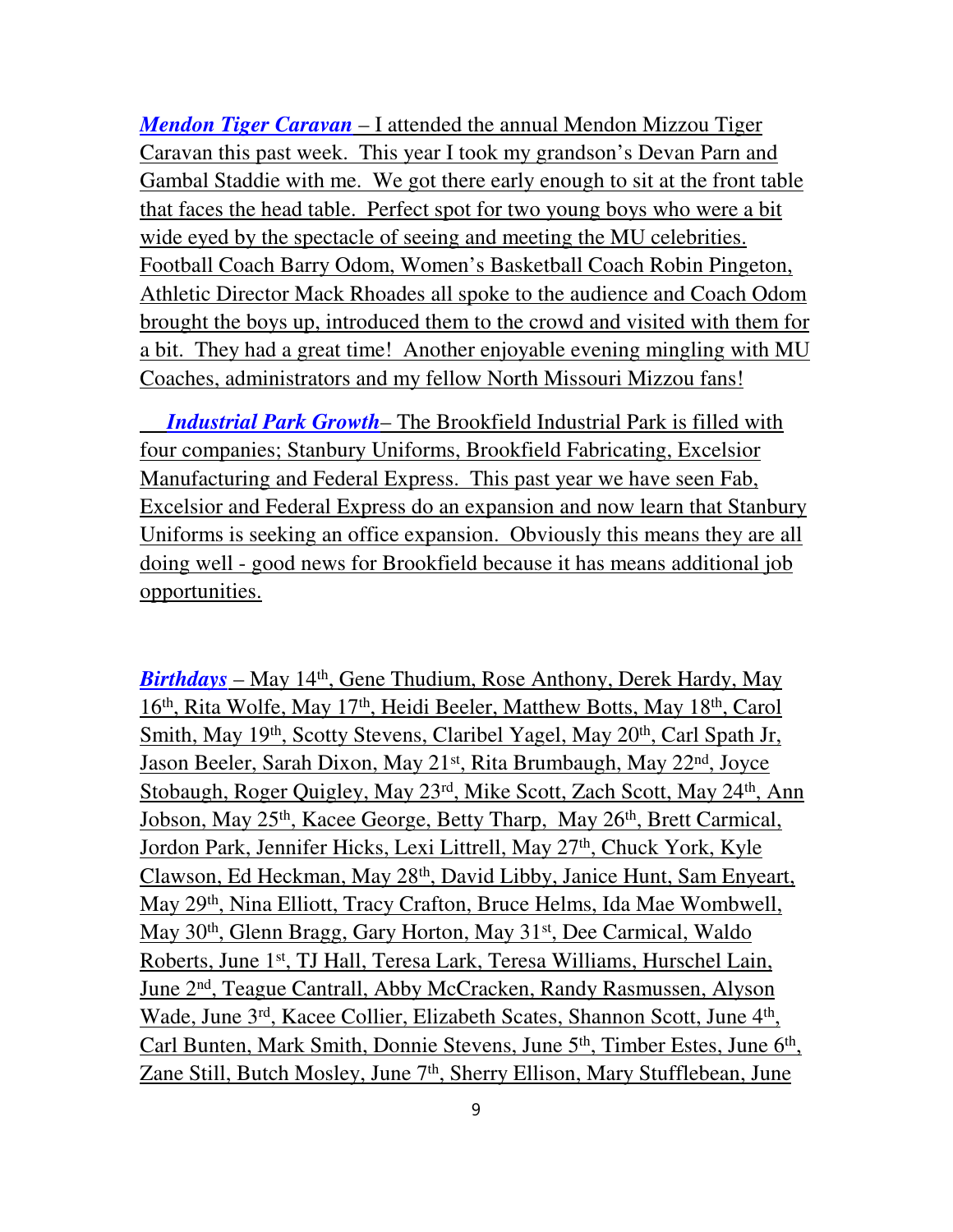***Mendon Tiger Caravan*** – I attended the annual Mendon Mizzou Tiger Caravan this past week. This year I took my grandson's Devan Parn and Gambal Staddie with me. We got there early enough to sit at the front table that faces the head table. Perfect spot for two young boys who were a bit wide eyed by the spectacle of seeing and meeting the MU celebrities. Football Coach Barry Odom, Women's Basketball Coach Robin Pingeton, Athletic Director Mack Rhoades all spoke to the audience and Coach Odom brought the boys up, introduced them to the crowd and visited with them for a bit. They had a great time! Another enjoyable evening mingling with MU Coaches, administrators and my fellow North Missouri Mizzou fans!

***Industrial Park Growth***– The Brookfield Industrial Park is filled with four companies; Stanbury Uniforms, Brookfield Fabricating, Excelsior Manufacturing and Federal Express. This past year we have seen Fab, Excelsior and Federal Express do an expansion and now learn that Stanbury Uniforms is seeking an office expansion. Obviously this means they are all doing well - good news for Brookfield because it has means additional job opportunities.

***Birthdays*** – May 14th, Gene Thudium, Rose Anthony, Derek Hardy, May 16th, Rita Wolfe, May 17th, Heidi Beeler, Matthew Botts, May 18th, Carol Smith, May 19th, Scotty Stevens, Claribel Yagel, May 20th, Carl Spath Jr, Jason Beeler, Sarah Dixon, May 21st, Rita Brumbaugh, May 22nd, Joyce Stobaugh, Roger Quigley, May 23rd, Mike Scott, Zach Scott, May 24th, Ann Jobson, May 25th, Kacee George, Betty Tharp, May 26th, Brett Carmical, Jordon Park, Jennifer Hicks, Lexi Littrell, May 27th, Chuck York, Kyle Clawson, Ed Heckman, May 28th, David Libby, Janice Hunt, Sam Enyeart, May 29th, Nina Elliott, Tracy Crafton, Bruce Helms, Ida Mae Wombwell, May 30th, Glenn Bragg, Gary Horton, May 31st, Dee Carmical, Waldo Roberts, June 1st, TJ Hall, Teresa Lark, Teresa Williams, Hurschel Lain, June 2nd, Teague Cantrall, Abby McCracken, Randy Rasmussen, Alyson Wade, June 3rd, Kacee Collier, Elizabeth Scates, Shannon Scott, June 4th, Carl Bunten, Mark Smith, Donnie Stevens, June 5th, Timber Estes, June 6th, Zane Still, Butch Mosley, June 7th, Sherry Ellison, Mary Stufflebean, June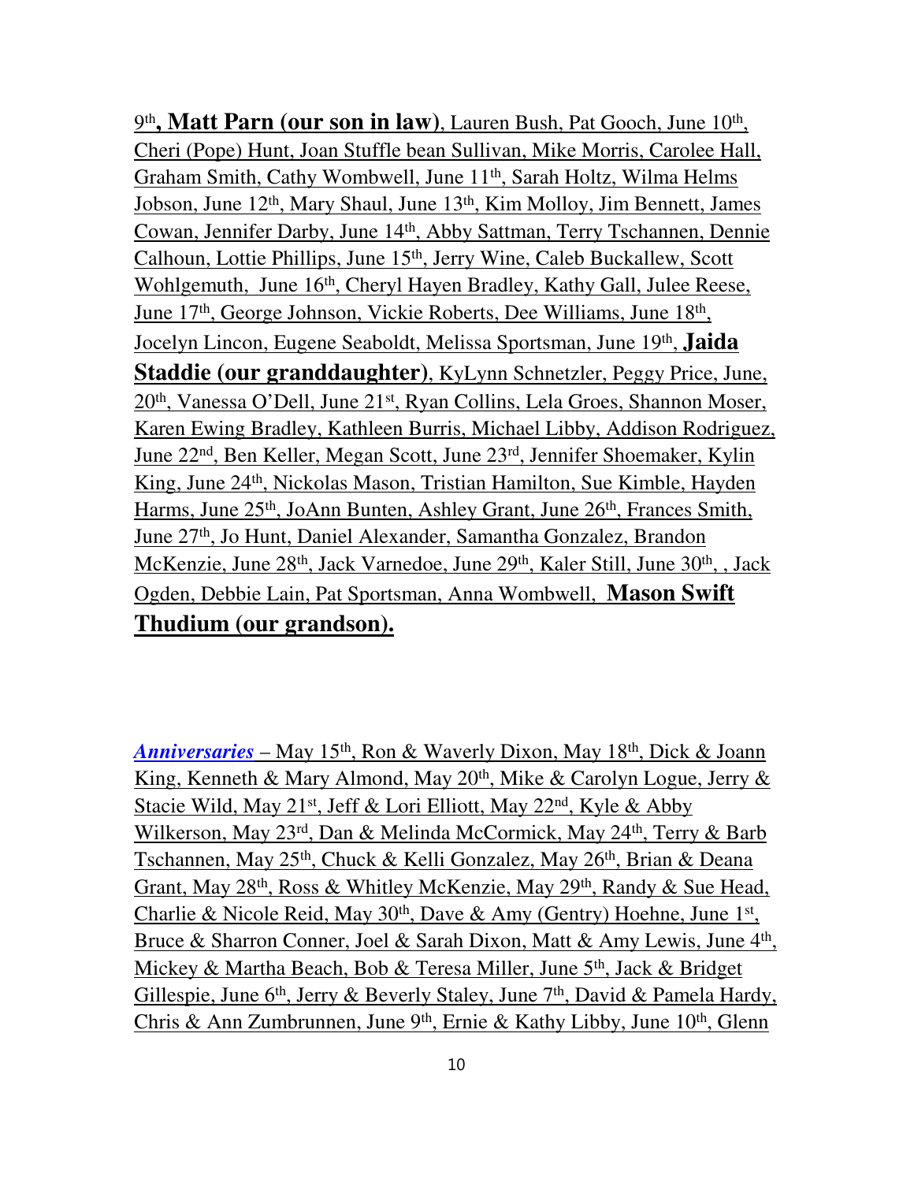9th**, Matt Parn (our son in law)**, Lauren Bush, Pat Gooch, June 10th, Cheri (Pope) Hunt, Joan Stuffle bean Sullivan, Mike Morris, Carolee Hall, Graham Smith, Cathy Wombwell, June 11th, Sarah Holtz, Wilma Helms Jobson, June 12th, Mary Shaul, June 13th, Kim Molloy, Jim Bennett, James Cowan, Jennifer Darby, June 14th, Abby Sattman, Terry Tschannen, Dennie Calhoun, Lottie Phillips, June 15th, Jerry Wine, Caleb Buckallew, Scott Wohlgemuth, June 16th, Cheryl Hayen Bradley, Kathy Gall, Julee Reese, June 17th, George Johnson, Vickie Roberts, Dee Williams, June 18th, Jocelyn Lincon, Eugene Seaboldt, Melissa Sportsman, June 19th, **Jaida Staddie (our granddaughter)**, KyLynn Schnetzler, Peggy Price, June, 20th, Vanessa O'Dell, June 21st, Ryan Collins, Lela Groes, Shannon Moser, Karen Ewing Bradley, Kathleen Burris, Michael Libby, Addison Rodriguez, June 22nd, Ben Keller, Megan Scott, June 23rd, Jennifer Shoemaker, Kylin King, June 24th, Nickolas Mason, Tristian Hamilton, Sue Kimble, Hayden Harms, June 25th, JoAnn Bunten, Ashley Grant, June 26th, Frances Smith, June 27th, Jo Hunt, Daniel Alexander, Samantha Gonzalez, Brandon McKenzie, June 28th, Jack Varnedoe, June 29th, Kaler Still, June 30th, , Jack Ogden, Debbie Lain, Pat Sportsman, Anna Wombwell, **Mason Swift Thudium (our grandson).**

***Anniversaries*** – May 15th, Ron & Waverly Dixon, May 18th, Dick & Joann King, Kenneth & Mary Almond, May 20th, Mike & Carolyn Logue, Jerry & Stacie Wild, May 21st, Jeff & Lori Elliott, May 22nd, Kyle & Abby Wilkerson, May 23rd, Dan & Melinda McCormick, May 24th, Terry & Barb Tschannen, May 25th, Chuck & Kelli Gonzalez, May 26th, Brian & Deana Grant, May 28th, Ross & Whitley McKenzie, May 29th, Randy & Sue Head, Charlie & Nicole Reid, May 30th, Dave & Amy (Gentry) Hoehne, June 1st, Bruce & Sharron Conner, Joel & Sarah Dixon, Matt & Amy Lewis, June 4th, Mickey & Martha Beach, Bob & Teresa Miller, June 5th, Jack & Bridget Gillespie, June 6th, Jerry & Beverly Staley, June 7th, David & Pamela Hardy, Chris & Ann Zumbrunnen, June 9th, Ernie & Kathy Libby, June 10th, Glenn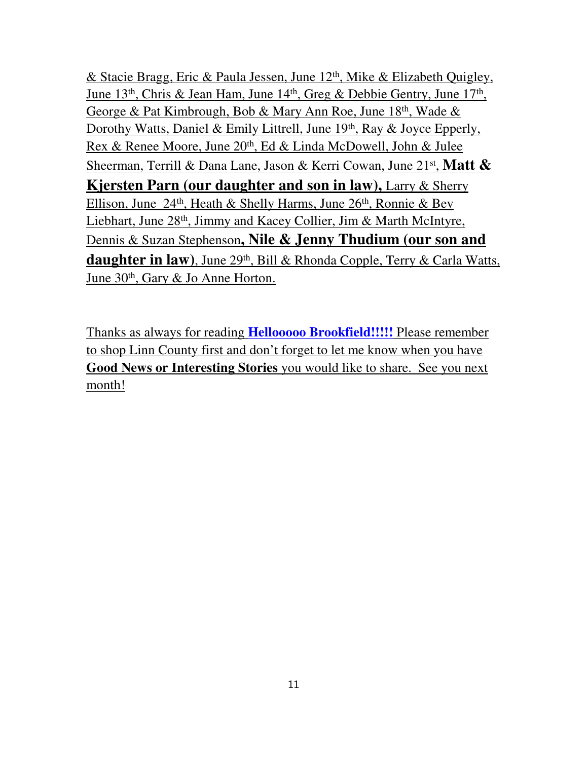& Stacie Bragg, Eric & Paula Jessen, June 12th, Mike & Elizabeth Quigley, June 13th, Chris & Jean Ham, June 14th, Greg & Debbie Gentry, June 17th, George & Pat Kimbrough, Bob & Mary Ann Roe, June 18th, Wade & Dorothy Watts, Daniel & Emily Littrell, June 19th, Ray & Joyce Epperly, Rex & Renee Moore, June 20th, Ed & Linda McDowell, John & Julee Sheerman, Terrill & Dana Lane, Jason & Kerri Cowan, June 21st, **Matt & Kjersten Parn (our daughter and son in law),** Larry & Sherry Ellison, June 24th, Heath & Shelly Harms, June 26th, Ronnie & Bev Liebhart, June 28th, Jimmy and Kacey Collier, Jim & Marth McIntyre, Dennis & Suzan Stephenson**, Nile & Jenny Thudium (our son and daughter in law)**, June 29th, Bill & Rhonda Copple, Terry & Carla Watts, June 30th, Gary & Jo Anne Horton.

Thanks as always for reading **Hellooooo Brookfield!!!!!** Please remember to shop Linn County first and don't forget to let me know when you have **Good News or Interesting Stories** you would like to share. See you next month!